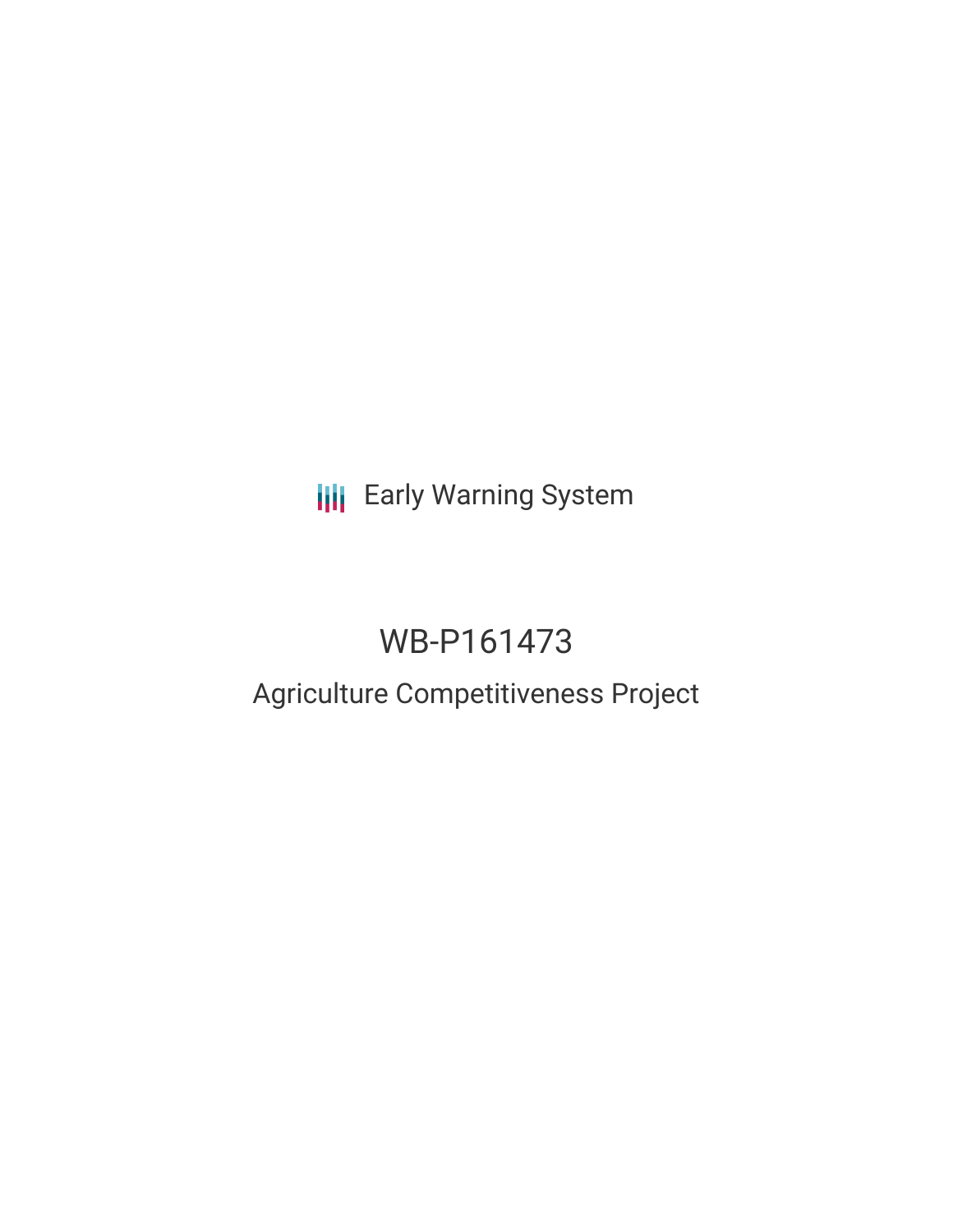Early Warning System

# WB-P161473

## Agriculture Competitiveness Project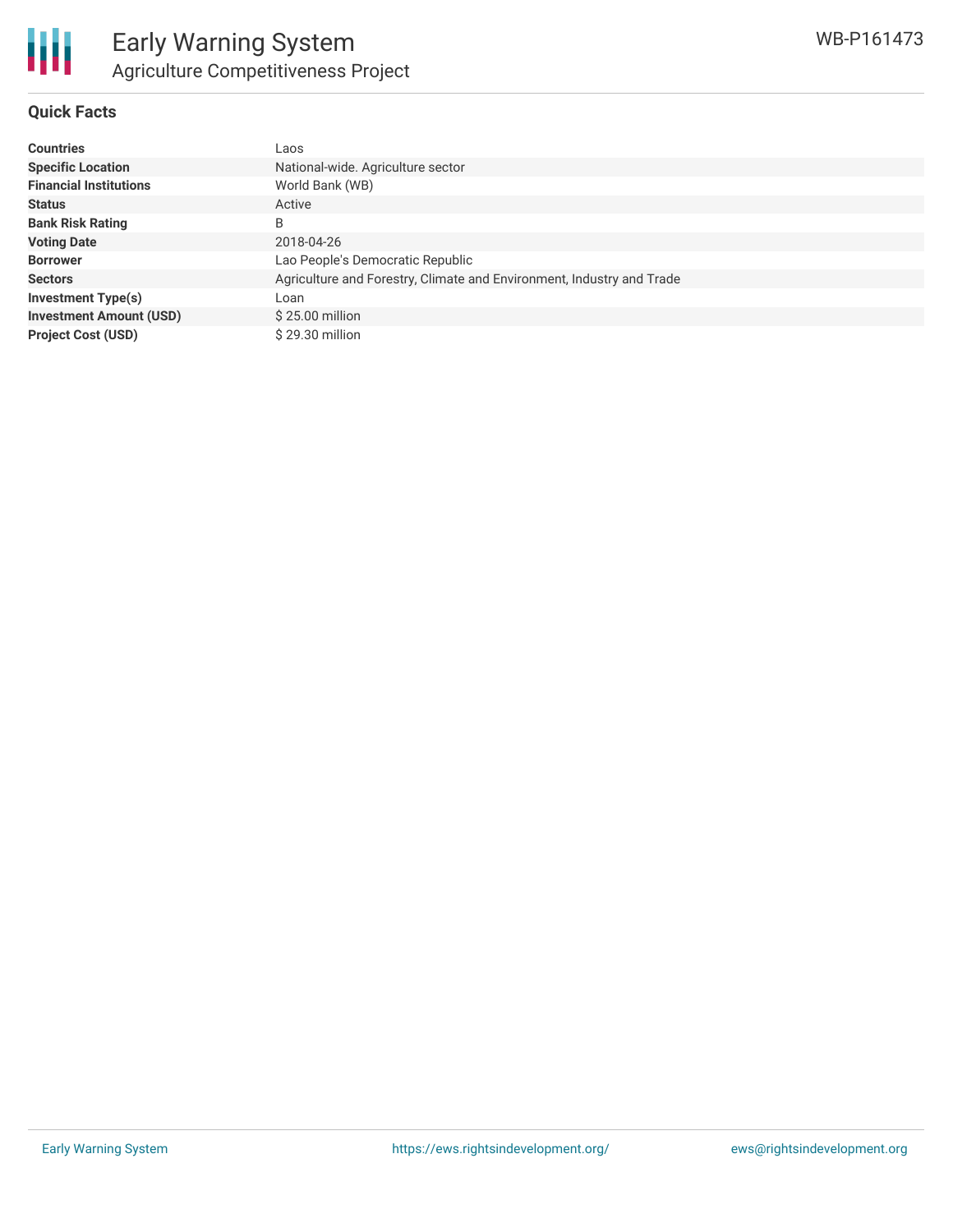# Early Warning System

## Agriculture Competitiveness Project

WB-P161473

### Quick Facts

| | |
|---|---|
| **Countries** | Laos |
| **Specific Location** | National-wide. Agriculture sector |
| **Financial Institutions** | World Bank (WB) |
| **Status** | Active |
| **Bank Risk Rating** | B |
| **Voting Date** | 2018-04-26 |
| **Borrower** | Lao People's Democratic Republic |
| **Sectors** | Agriculture and Forestry, Climate and Environment, Industry and Trade |
| **Investment Type(s)** | Loan |
| **Investment Amount (USD)** | $ 25.00 million |
| **Project Cost (USD)** | $ 29.30 million |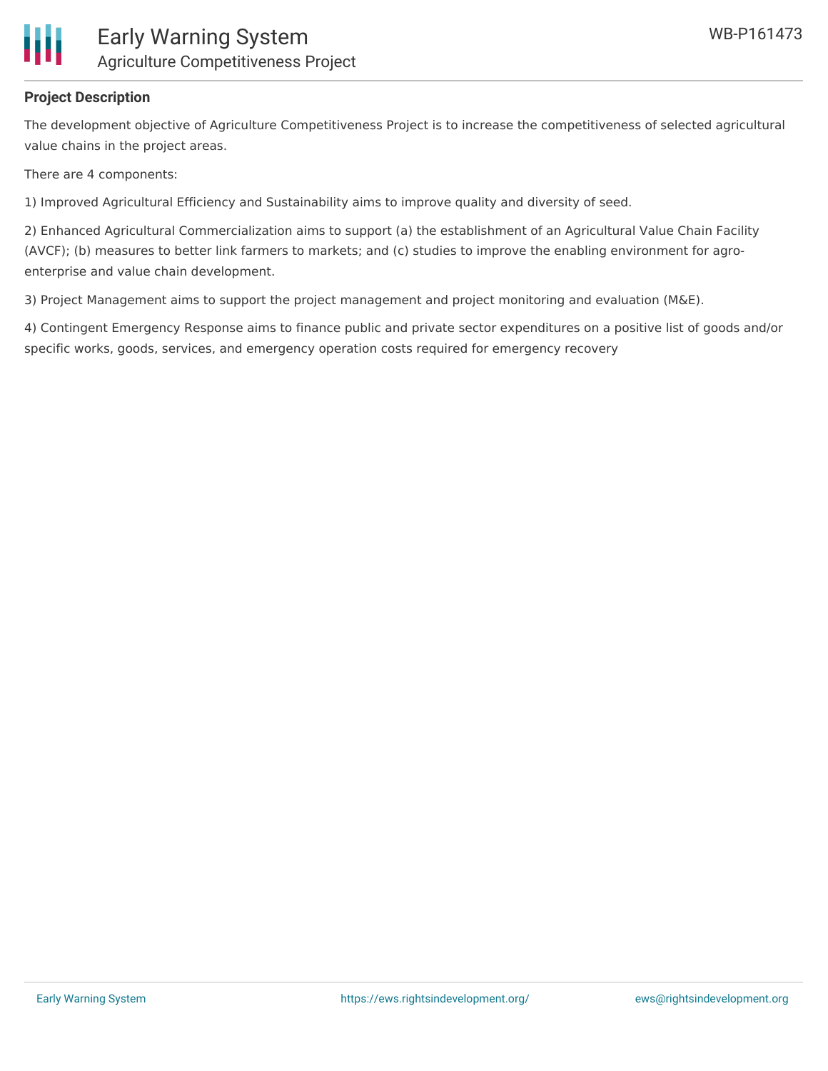**Project Description**

The development objective of Agriculture Competitiveness Project is to increase the competitiveness of selected agricultural value chains in the project areas.

There are 4 components:

1) Improved Agricultural Efficiency and Sustainability aims to improve quality and diversity of seed.

2) Enhanced Agricultural Commercialization aims to support (a) the establishment of an Agricultural Value Chain Facility (AVCF); (b) measures to better link farmers to markets; and (c) studies to improve the enabling environment for agro-enterprise and value chain development.

3) Project Management aims to support the project management and project monitoring and evaluation (M&E).

4) Contingent Emergency Response aims to finance public and private sector expenditures on a positive list of goods and/or specific works, goods, services, and emergency operation costs required for emergency recovery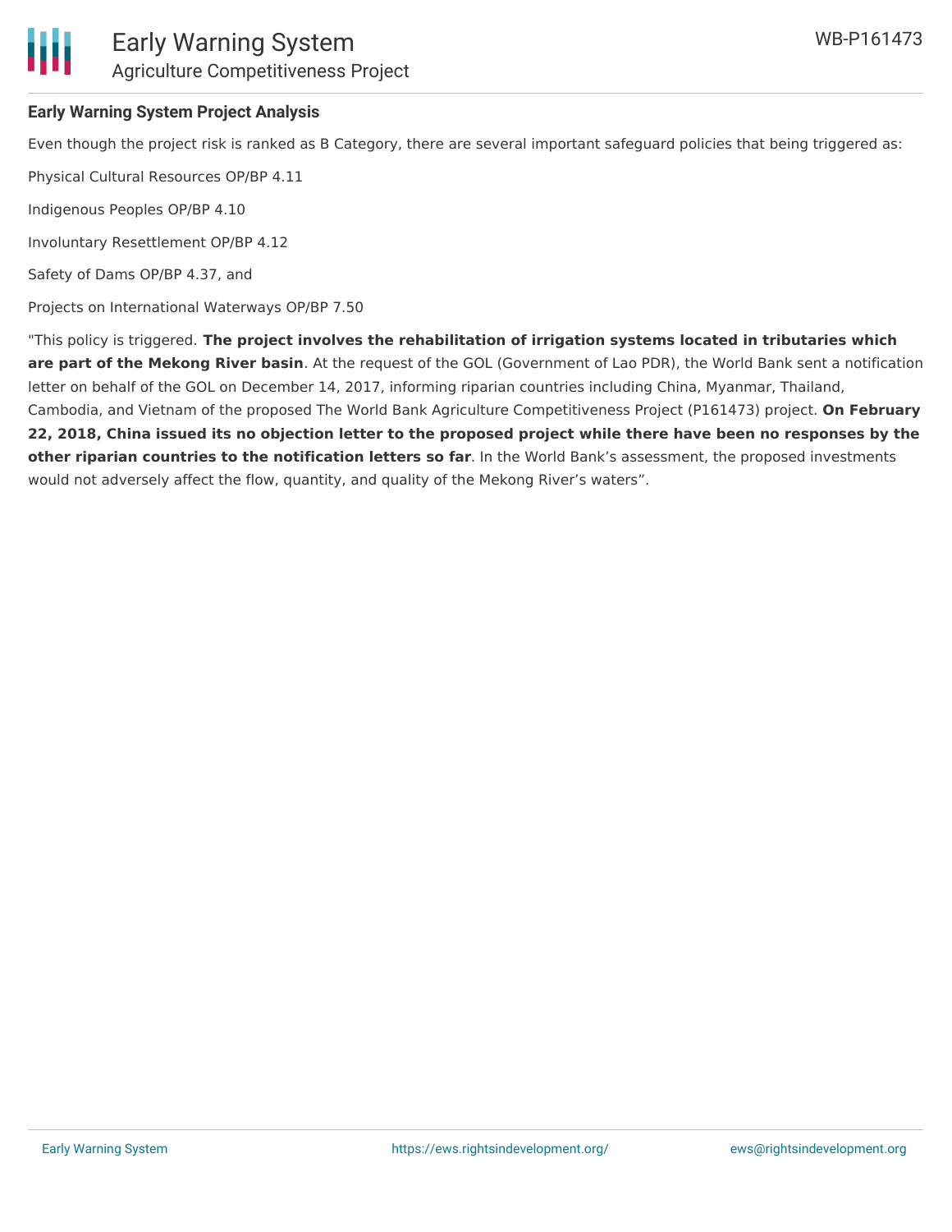### Early Warning System Project Analysis

Even though the project risk is ranked as B Category, there are several important safeguard policies that being triggered as:

Physical Cultural Resources OP/BP 4.11

Indigenous Peoples OP/BP 4.10

Involuntary Resettlement OP/BP 4.12

Safety of Dams OP/BP 4.37, and

Projects on International Waterways OP/BP 7.50

"This policy is triggered. **The project involves the rehabilitation of irrigation systems located in tributaries which are part of the Mekong River basin**. At the request of the GOL (Government of Lao PDR), the World Bank sent a notification letter on behalf of the GOL on December 14, 2017, informing riparian countries including China, Myanmar, Thailand, Cambodia, and Vietnam of the proposed The World Bank Agriculture Competitiveness Project (P161473) project. **On February 22, 2018, China issued its no objection letter to the proposed project while there have been no responses by the other riparian countries to the notification letters so far**. In the World Bank's assessment, the proposed investments would not adversely affect the flow, quantity, and quality of the Mekong River's waters".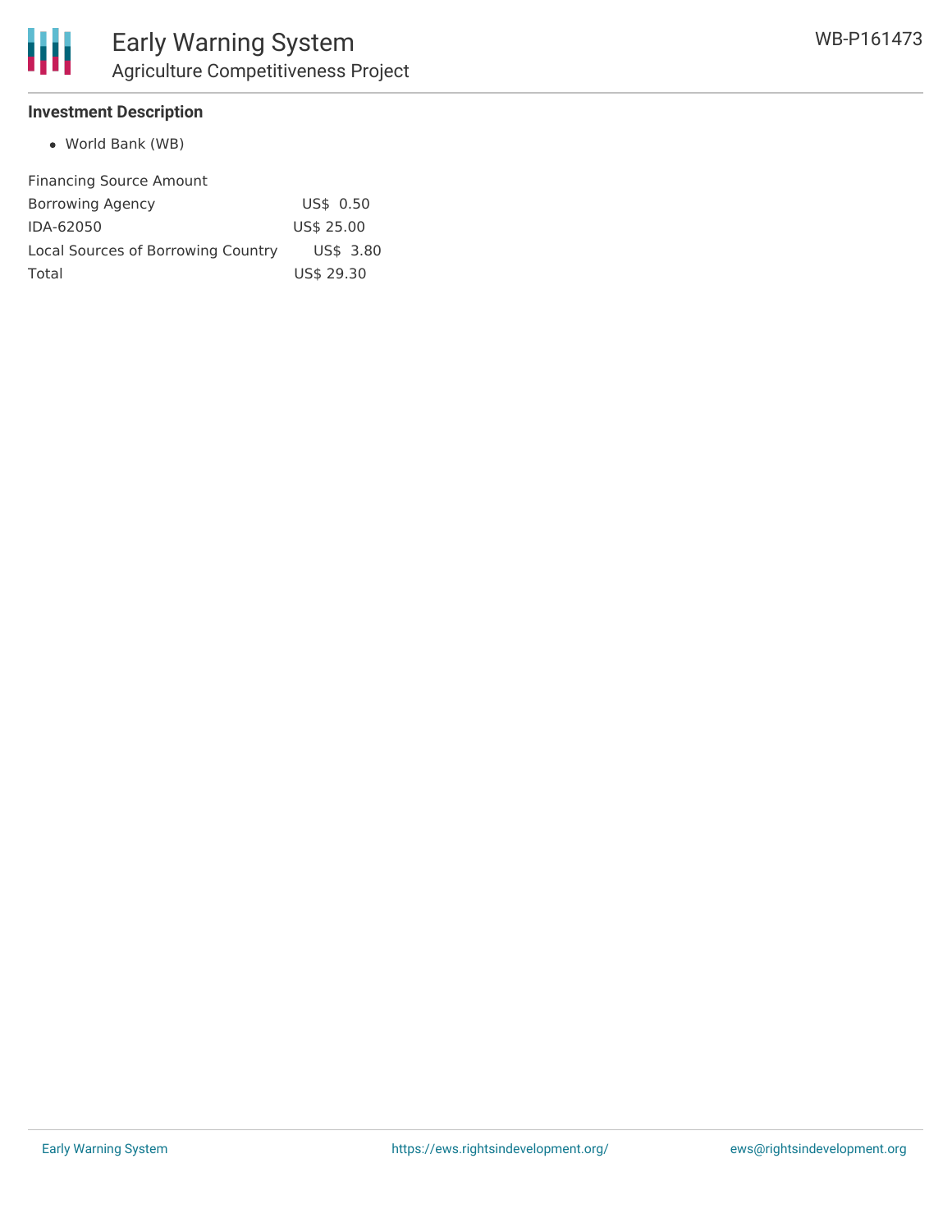### Investment Description

- World Bank (WB)

| Financing Source | Amount |
| --- | --- |
| Borrowing Agency | US$ 0.50 |
| IDA-62050 | US$ 25.00 |
| Local Sources of Borrowing Country | US$ 3.80 |
| Total | US$ 29.30 |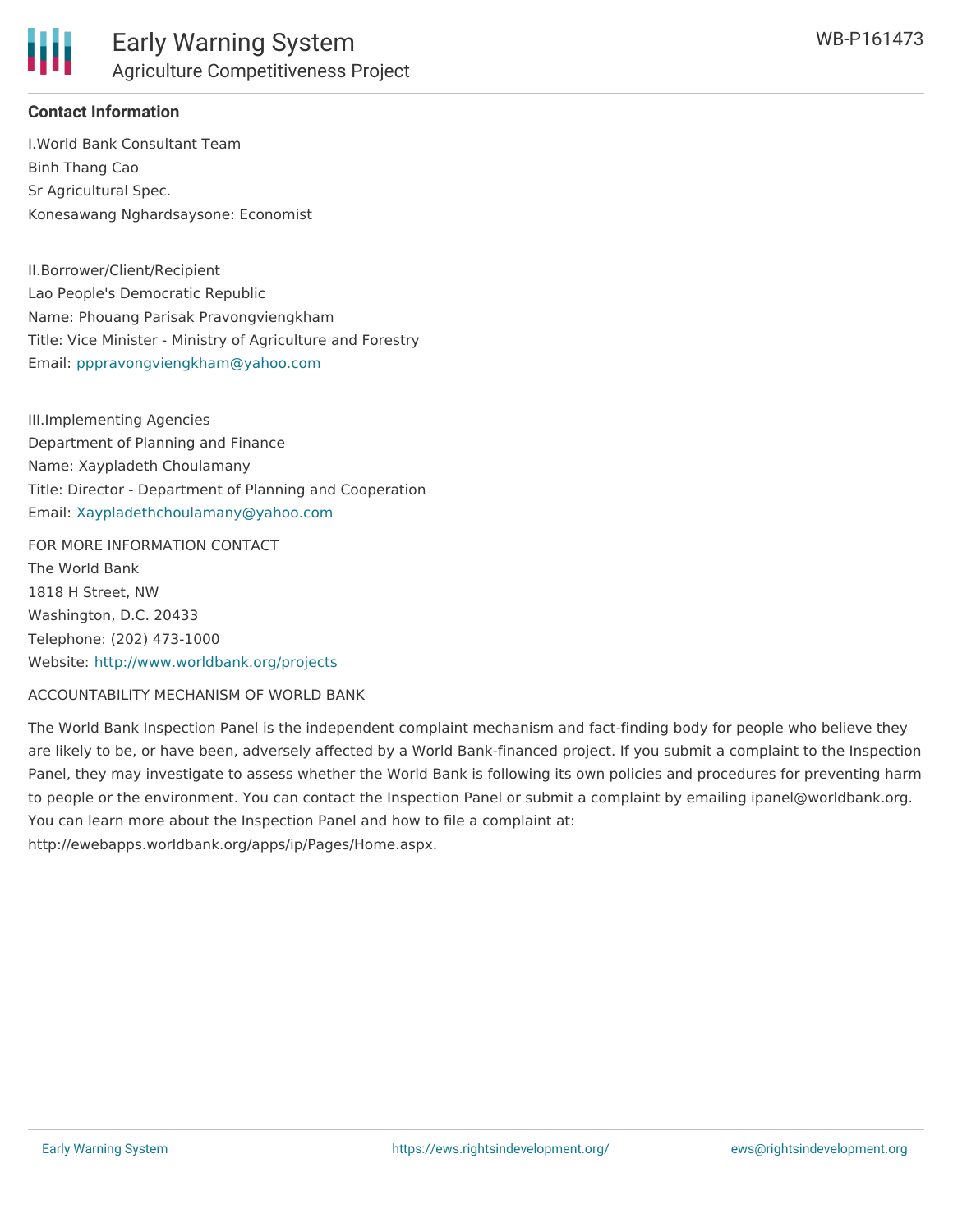## Contact Information

I.World Bank Consultant Team
Binh Thang Cao
Sr Agricultural Spec.
Konesawang Nghardsaysone: Economist

II.Borrower/Client/Recipient
Lao People's Democratic Republic
Name: Phouang Parisak Pravongviengkham
Title: Vice Minister - Ministry of Agriculture and Forestry
Email: pppravongviengkham@yahoo.com

III.Implementing Agencies
Department of Planning and Finance
Name: Xaypladeth Choulamany
Title: Director - Department of Planning and Cooperation
Email: Xaypladethchoulamany@yahoo.com

FOR MORE INFORMATION CONTACT
The World Bank
1818 H Street, NW
Washington, D.C. 20433
Telephone: (202) 473-1000
Website: http://www.worldbank.org/projects

ACCOUNTABILITY MECHANISM OF WORLD BANK

The World Bank Inspection Panel is the independent complaint mechanism and fact-finding body for people who believe they are likely to be, or have been, adversely affected by a World Bank-financed project. If you submit a complaint to the Inspection Panel, they may investigate to assess whether the World Bank is following its own policies and procedures for preventing harm to people or the environment. You can contact the Inspection Panel or submit a complaint by emailing ipanel@worldbank.org. You can learn more about the Inspection Panel and how to file a complaint at: http://ewebapps.worldbank.org/apps/ip/Pages/Home.aspx.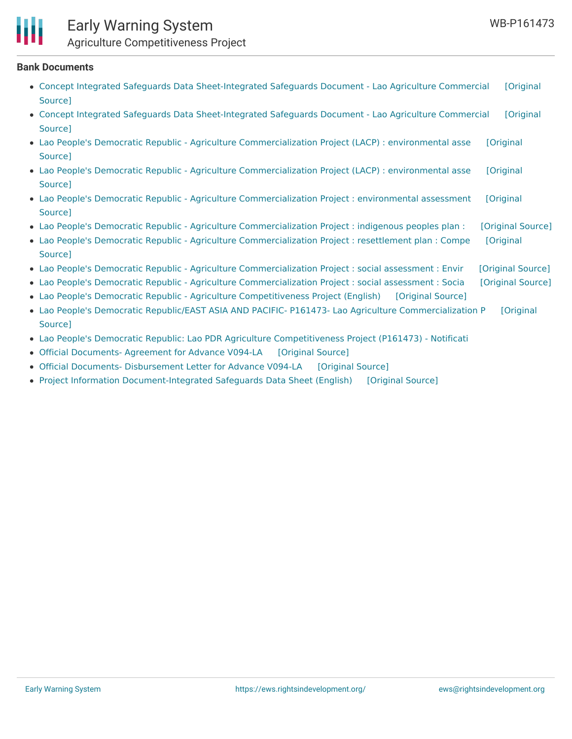**Bank Documents**

- Concept Integrated Safeguards Data Sheet-Integrated Safeguards Document - Lao Agriculture Commercial [Original Source]
- Concept Integrated Safeguards Data Sheet-Integrated Safeguards Document - Lao Agriculture Commercial [Original Source]
- Lao People's Democratic Republic - Agriculture Commercialization Project (LACP) : environmental asse [Original Source]
- Lao People's Democratic Republic - Agriculture Commercialization Project (LACP) : environmental asse [Original Source]
- Lao People's Democratic Republic - Agriculture Commercialization Project : environmental assessment [Original Source]
- Lao People's Democratic Republic - Agriculture Commercialization Project : indigenous peoples plan : [Original Source]
- Lao People's Democratic Republic - Agriculture Commercialization Project : resettlement plan : Compe [Original Source]
- Lao People's Democratic Republic - Agriculture Commercialization Project : social assessment : Envir [Original Source]
- Lao People's Democratic Republic - Agriculture Commercialization Project : social assessment : Socia [Original Source]
- Lao People's Democratic Republic - Agriculture Competitiveness Project (English) [Original Source]
- Lao People's Democratic Republic/EAST ASIA AND PACIFIC- P161473- Lao Agriculture Commercialization P [Original Source]
- Lao People's Democratic Republic: Lao PDR Agriculture Competitiveness Project (P161473) - Notificati
- Official Documents- Agreement for Advance V094-LA [Original Source]
- Official Documents- Disbursement Letter for Advance V094-LA [Original Source]
- Project Information Document-Integrated Safeguards Data Sheet (English) [Original Source]